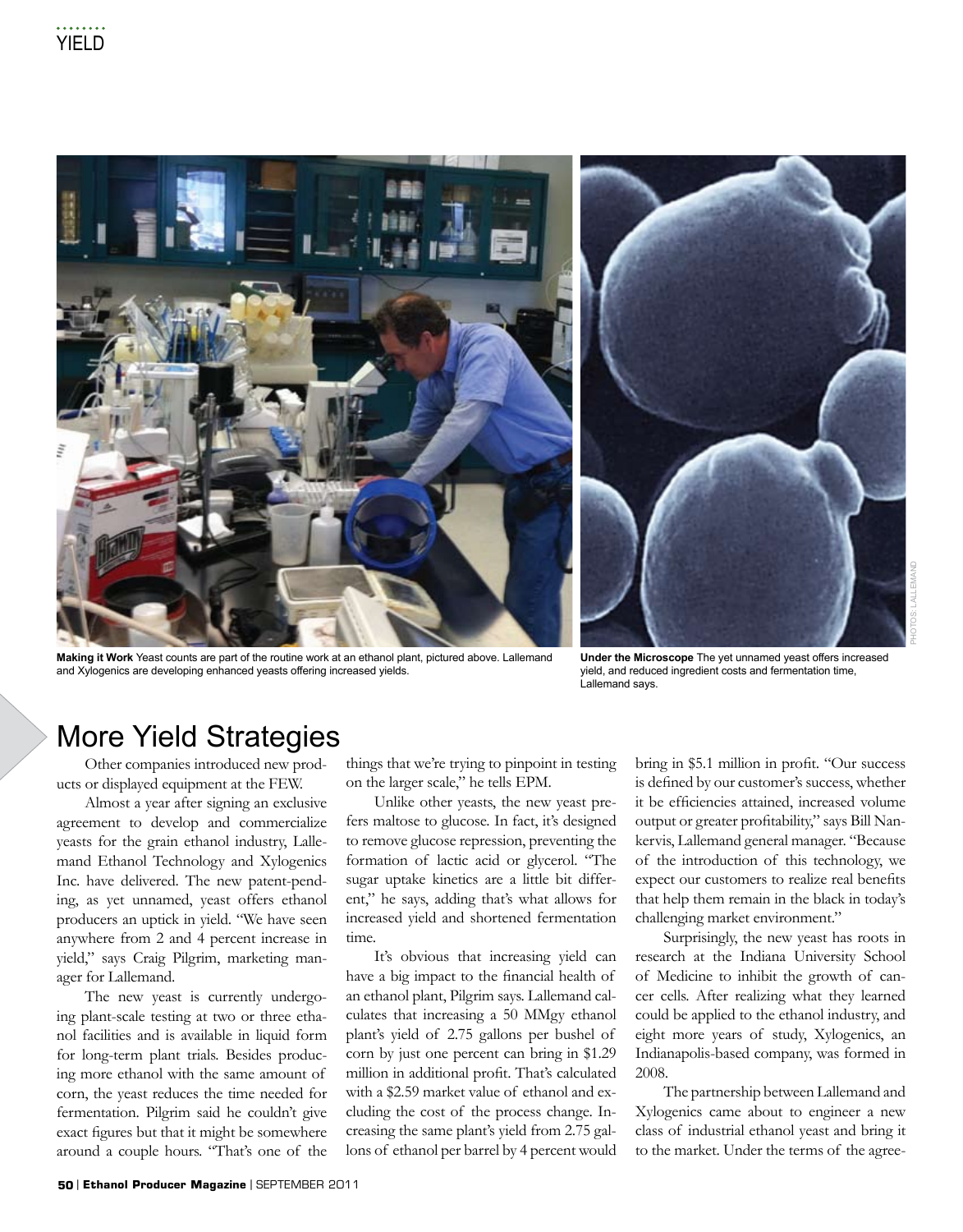**Making it Work** Yeast counts are part of the routine work at an ethanol plant, pictured above. Lallemand and Xylogenics are developing enhanced yeasts offering increased yields.

**Under the Microscope** The yet unnamed yeast offers increased yield, and reduced ingredient costs and fermentation time, Lallemand says.

PHOTOS: LALLEMAND

## More Yield Strategies

Other companies introduced new products or displayed equipment at the FEW.

Almost a year after signing an exclusive agreement to develop and commercialize yeasts for the grain ethanol industry, Lallemand Ethanol Technology and Xylogenics Inc. have delivered. The new patent-pending, as yet unnamed, yeast offers ethanol producers an uptick in yield. "We have seen anywhere from 2 and 4 percent increase in yield," says Craig Pilgrim, marketing manager for Lallemand.

The new yeast is currently undergoing plant-scale testing at two or three ethanol facilities and is available in liquid form for long-term plant trials. Besides producing more ethanol with the same amount of corn, the yeast reduces the time needed for fermentation. Pilgrim said he couldn't give exact figures but that it might be somewhere around a couple hours. "That's one of the things that we're trying to pinpoint in testing on the larger scale," he tells EPM.

Unlike other yeasts, the new yeast prefers maltose to glucose. In fact, it's designed to remove glucose repression, preventing the formation of lactic acid or glycerol. "The sugar uptake kinetics are a little bit different," he says, adding that's what allows for increased yield and shortened fermentation time.

It's obvious that increasing yield can have a big impact to the financial health of an ethanol plant, Pilgrim says. Lallemand calculates that increasing a 50 MMgy ethanol plant's yield of 2.75 gallons per bushel of corn by just one percent can bring in $1.29 million in additional profit. That's calculated with a $2.59 market value of ethanol and excluding the cost of the process change. Increasing the same plant's yield from 2.75 gallons of ethanol per barrel by 4 percent would bring in $5.1 million in profit. "Our success is defined by our customer's success, whether it be efficiencies attained, increased volume output or greater profitability," says Bill Nankervis, Lallemand general manager. "Because of the introduction of this technology, we expect our customers to realize real benefits that help them remain in the black in today's challenging market environment."

Surprisingly, the new yeast has roots in research at the Indiana University School of Medicine to inhibit the growth of cancer cells. After realizing what they learned could be applied to the ethanol industry, and eight more years of study, Xylogenics, an Indianapolis-based company, was formed in 2008.

The partnership between Lallemand and Xylogenics came about to engineer a new class of industrial ethanol yeast and bring it to the market. Under the terms of the agree-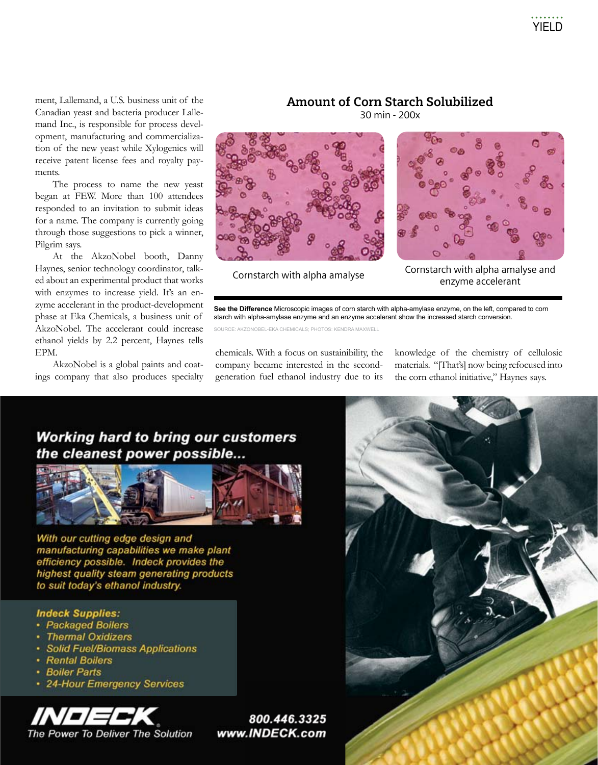ment, Lallemand, a U.S. business unit of the Canadian yeast and bacteria producer Lallemand Inc., is responsible for process development, manufacturing and commercialization of the new yeast while Xylogenics will receive patent license fees and royalty payments.

The process to name the new yeast began at FEW. More than 100 attendees responded to an invitation to submit ideas for a name. The company is currently going through those suggestions to pick a winner, Pilgrim says.

At the AkzoNobel booth, Danny Haynes, senior technology coordinator, talked about an experimental product that works with enzymes to increase yield. It's an enzyme accelerant in the product-development phase at Eka Chemicals, a business unit of AkzoNobel. The accelerant could increase ethanol yields by 2.2 percent, Haynes tells EPM.

AkzoNobel is a global paints and coatings company that also produces specialty chemicals. With a focus on sustainibility, the company became interested in the second-generation fuel ethanol industry due to its knowledge of the chemistry of cellulosic materials. "[That's] now being refocused into the corn ethanol initiative," Haynes says.

## Amount of Corn Starch Solubilized

30 min - 200x

Cornstarch with alpha amalyse | Cornstarch with alpha amalyse and enzyme accelerant

**See the Difference** Microscopic images of corn starch with alpha-amylase enzyme, on the left, compared to corn starch with alpha-amylase enzyme and an enzyme accelerant show the increased starch conversion.

SOURCE: AKZONOBEL-EKA CHEMICALS; PHOTOS: KENDRA MAXWELL

***Working hard to bring our customers the cleanest power possible...***

*With our cutting edge design and manufacturing capabilities we make plant efficiency possible. Indeck provides the highest quality steam generating products to suit today's ethanol industry.*

***Indeck Supplies:***

- *Packaged Boilers*
- *Thermal Oxidizers*
- *Solid Fuel/Biomass Applications*
- *Rental Boilers*
- *Boiler Parts*
- *24-Hour Emergency Services*

**INDECK**

*The Power To Deliver The Solution*

**800.446.3325**
**www.INDECK.com**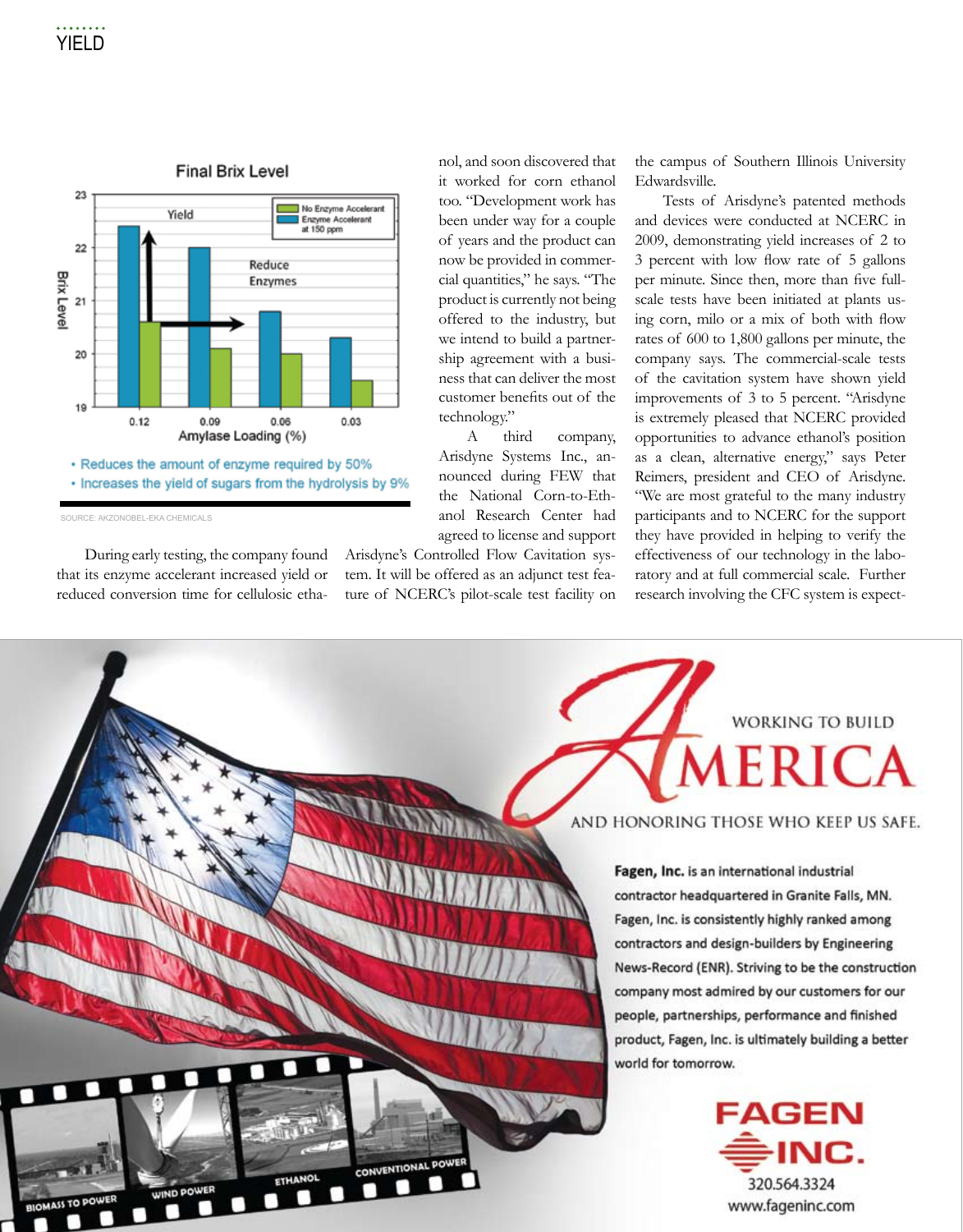**Final Brix Level**

- Reduces the amount of enzyme required by 50%
- Increases the yield of sugars from the hydrolysis by 9%

SOURCE: AKZONOBEL-EKA CHEMICALS

During early testing, the company found that its enzyme accelerant increased yield or reduced conversion time for cellulosic ethanol, and soon discovered that it worked for corn ethanol too. "Development work has been under way for a couple of years and the product can now be provided in commercial quantities," he says. "The product is currently not being offered to the industry, but we intend to build a partnership agreement with a business that can deliver the most customer benefits out of the technology."

A third company, Arisdyne Systems Inc., announced during FEW that the National Corn-to-Ethanol Research Center had agreed to license and support Arisdyne's Controlled Flow Cavitation system. It will be offered as an adjunct test feature of NCERC's pilot-scale test facility on the campus of Southern Illinois University Edwardsville.

Tests of Arisdyne's patented methods and devices were conducted at NCERC in 2009, demonstrating yield increases of 2 to 3 percent with low flow rate of 5 gallons per minute. Since then, more than five full-scale tests have been initiated at plants using corn, milo or a mix of both with flow rates of 600 to 1,800 gallons per minute, the company says. The commercial-scale tests of the cavitation system have shown yield improvements of 3 to 5 percent. "Arisdyne is extremely pleased that NCERC provided opportunities to advance ethanol's position as a clean, alternative energy," says Peter Reimers, president and CEO of Arisdyne. "We are most grateful to the many industry participants and to NCERC for the support they have provided in helping to verify the effectiveness of our technology in the laboratory and at full commercial scale. Further research involving the CFC system is expect-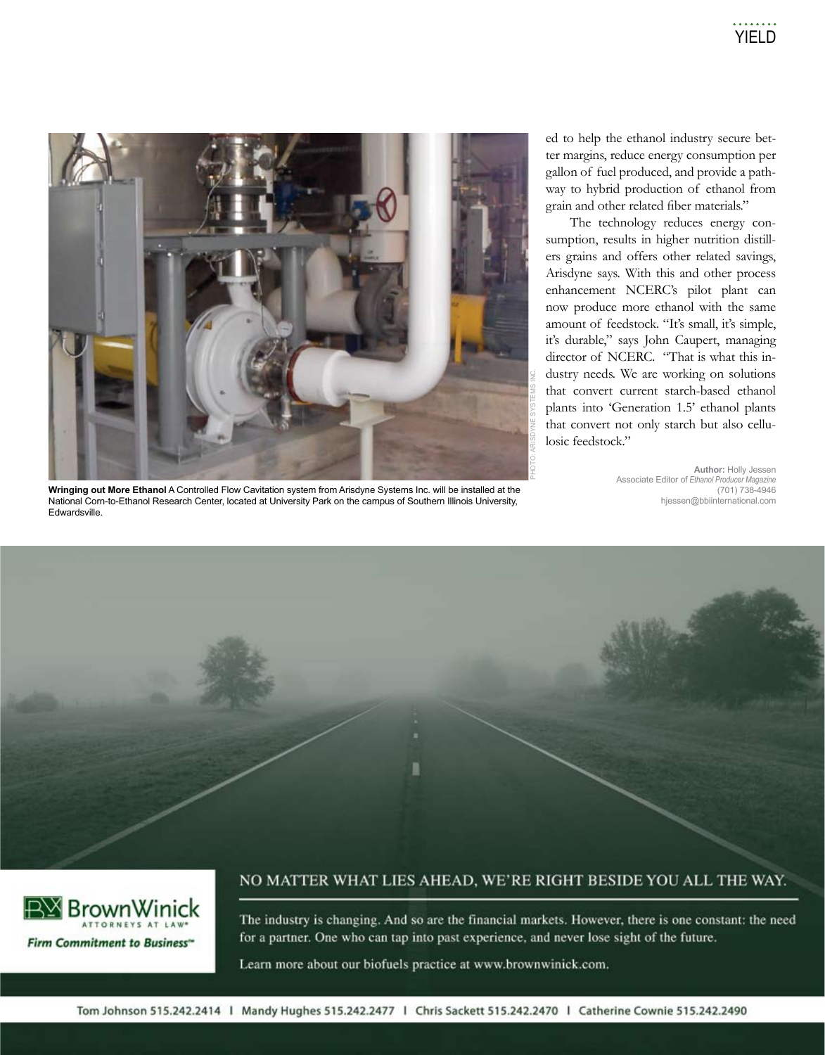ed to help the ethanol industry secure better margins, reduce energy consumption per gallon of fuel produced, and provide a pathway to hybrid production of ethanol from grain and other related fiber materials."

The technology reduces energy consumption, results in higher nutrition distillers grains and offers other related savings, Arisdyne says. With this and other process enhancement NCERC's pilot plant can now produce more ethanol with the same amount of feedstock. "It's small, it's simple, it's durable," says John Caupert, managing director of NCERC. "That is what this industry needs. We are working on solutions that convert current starch-based ethanol plants into 'Generation 1.5' ethanol plants that convert not only starch but also cellulosic feedstock."

PHOTO: ARISDYNE SYSTEMS INC.

**Wringing out More Ethanol** A Controlled Flow Cavitation system from Arisdyne Systems Inc. will be installed at the National Corn-to-Ethanol Research Center, located at University Park on the campus of Southern Illinois University, Edwardsville.

**Author:** Holly Jessen
Associate Editor of *Ethanol Producer Magazine*
(701) 738-4946
hjessen@bbiinternational.com

BrownWinick
ATTORNEYS AT LAW
*Firm Commitment to Business™*

NO MATTER WHAT LIES AHEAD, WE'RE RIGHT BESIDE YOU ALL THE WAY.

The industry is changing. And so are the financial markets. However, there is one constant: the need for a partner. One who can tap into past experience, and never lose sight of the future.

Learn more about our biofuels practice at www.brownwinick.com.

Tom Johnson 515.242.2414 | Mandy Hughes 515.242.2477 | Chris Sackett 515.242.2470 | Catherine Cownie 515.242.2490